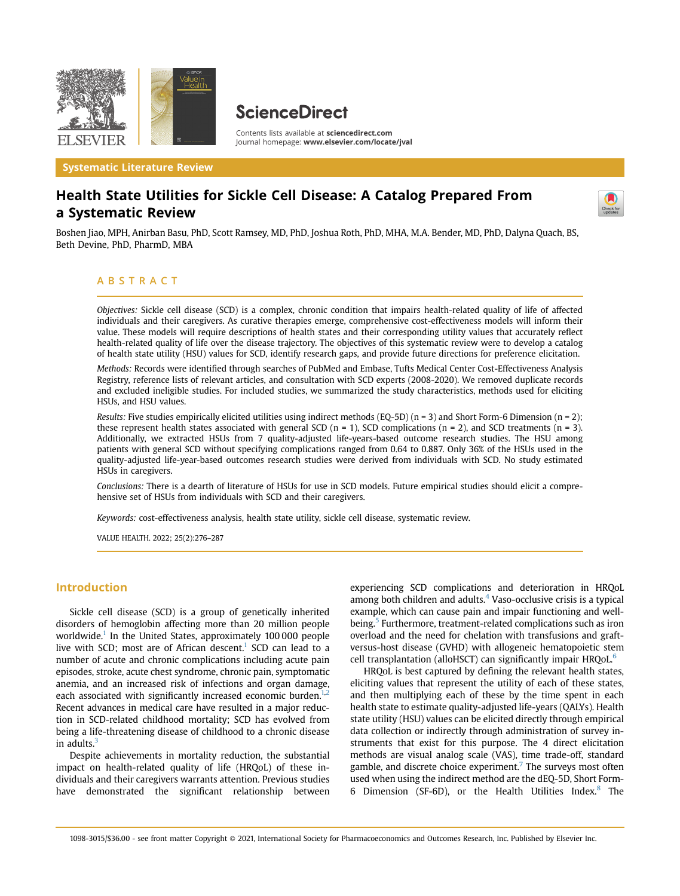Systematic Literature Review

# Health State Utilities for Sickle Cell Disease: A Catalog Prepared From a Systematic Review

Boshen Jiao, MPH, Anirban Basu, PhD, Scott Ramsey, MD, PhD, Joshua Roth, PhD, MHA, M.A. Bender, MD, PhD, Dalyna Quach, BS, Beth Devine, PhD, PharmD, MBA

## ABSTRACT

*Objectives:* Sickle cell disease (SCD) is a complex, chronic condition that impairs health-related quality of life of affected individuals and their caregivers. As curative therapies emerge, comprehensive cost-effectiveness models will inform their value. These models will require descriptions of health states and their corresponding utility values that accurately reflect health-related quality of life over the disease trajectory. The objectives of this systematic review were to develop a catalog of health state utility (HSU) values for SCD, identify research gaps, and provide future directions for preference elicitation.

*Methods:* Records were identified through searches of PubMed and Embase, Tufts Medical Center Cost-Effectiveness Analysis Registry, reference lists of relevant articles, and consultation with SCD experts (2008-2020). We removed duplicate records and excluded ineligible studies. For included studies, we summarized the study characteristics, methods used for eliciting HSUs, and HSU values.

*Results:* Five studies empirically elicited utilities using indirect methods (EQ-5D) (n = 3) and Short Form-6 Dimension (n = 2); these represent health states associated with general SCD (n = 1), SCD complications (n = 2), and SCD treatments (n = 3). Additionally, we extracted HSUs from 7 quality-adjusted life-years-based outcome research studies. The HSU among patients with general SCD without specifying complications ranged from 0.64 to 0.887. Only 36% of the HSUs used in the quality-adjusted life-year-based outcomes research studies were derived from individuals with SCD. No study estimated HSUs in caregivers.

*Conclusions:* There is a dearth of literature of HSUs for use in SCD models. Future empirical studies should elicit a comprehensive set of HSUs from individuals with SCD and their caregivers.

*Keywords:* cost-effectiveness analysis, health state utility, sickle cell disease, systematic review.

VALUE HEALTH. 2022; 25(2):276–287

## Introduction

Sickle cell disease (SCD) is a group of genetically inherited disorders of hemoglobin affecting more than 20 million people worldwide.[1] In the United States, approximately 100 000 people live with SCD; most are of African descent.[1] SCD can lead to a number of acute and chronic complications including acute pain episodes, stroke, acute chest syndrome, chronic pain, symptomatic anemia, and an increased risk of infections and organ damage, each associated with significantly increased economic burden.[1,2] Recent advances in medical care have resulted in a major reduction in SCD-related childhood mortality; SCD has evolved from being a life-threatening disease of childhood to a chronic disease in adults.[3]

Despite achievements in mortality reduction, the substantial impact on health-related quality of life (HRQoL) of these individuals and their caregivers warrants attention. Previous studies have demonstrated the significant relationship between experiencing SCD complications and deterioration in HRQoL among both children and adults.[4] Vaso-occlusive crisis is a typical example, which can cause pain and impair functioning and well-being.[5] Furthermore, treatment-related complications such as iron overload and the need for chelation with transfusions and graft-versus-host disease (GVHD) with allogeneic hematopoietic stem cell transplantation (alloHSCT) can significantly impair HRQoL.[6]

HRQoL is best captured by defining the relevant health states, eliciting values that represent the utility of each of these states, and then multiplying each of these by the time spent in each health state to estimate quality-adjusted life-years (QALYs). Health state utility (HSU) values can be elicited directly through empirical data collection or indirectly through administration of survey instruments that exist for this purpose. The 4 direct elicitation methods are visual analog scale (VAS), time trade-off, standard gamble, and discrete choice experiment.[7] The surveys most often used when using the indirect method are the dEQ-5D, Short Form-6 Dimension (SF-6D), or the Health Utilities Index.[8] The

1098-3015/$36.00 - see front matter Copyright © 2021, International Society for Pharmacoeconomics and Outcomes Research, Inc. Published by Elsevier Inc.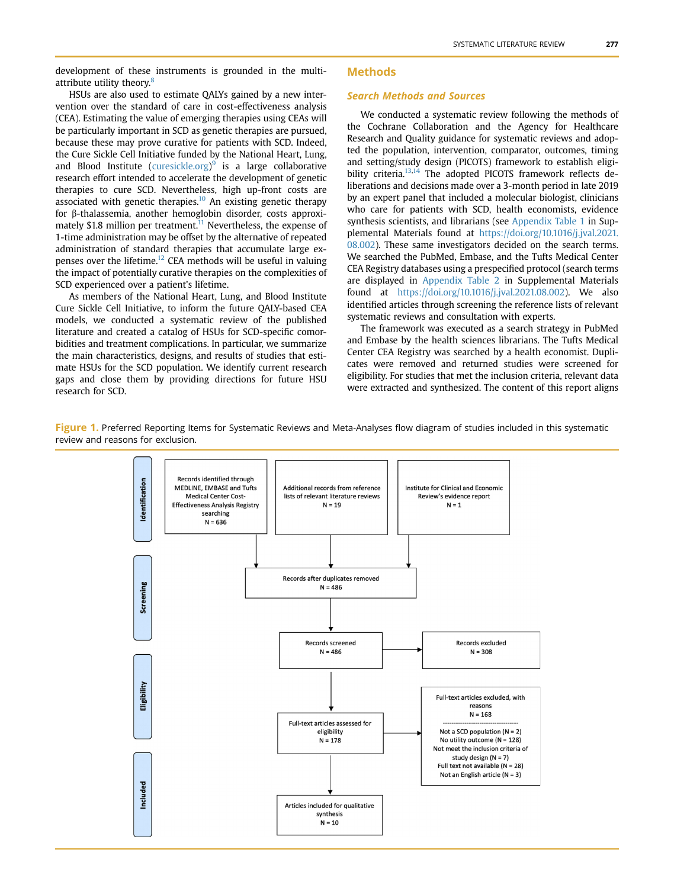development of these instruments is grounded in the multi-attribute utility theory.[8]

HSUs are also used to estimate QALYs gained by a new intervention over the standard of care in cost-effectiveness analysis (CEA). Estimating the value of emerging therapies using CEAs will be particularly important in SCD as genetic therapies are pursued, because these may prove curative for patients with SCD. Indeed, the Cure Sickle Cell Initiative funded by the National Heart, Lung, and Blood Institute (curesickle.org)[9] is a large collaborative research effort intended to accelerate the development of genetic therapies to cure SCD. Nevertheless, high up-front costs are associated with genetic therapies.[10] An existing genetic therapy for β-thalassemia, another hemoglobin disorder, costs approximately $1.8 million per treatment.[11] Nevertheless, the expense of 1-time administration may be offset by the alternative of repeated administration of standard therapies that accumulate large expenses over the lifetime.[12] CEA methods will be useful in valuing the impact of potentially curative therapies on the complexities of SCD experienced over a patient's lifetime.

As members of the National Heart, Lung, and Blood Institute Cure Sickle Cell Initiative, to inform the future QALY-based CEA models, we conducted a systematic review of the published literature and created a catalog of HSUs for SCD-specific comorbidities and treatment complications. In particular, we summarize the main characteristics, designs, and results of studies that estimate HSUs for the SCD population. We identify current research gaps and close them by providing directions for future HSU research for SCD.

## Methods

### Search Methods and Sources

We conducted a systematic review following the methods of the Cochrane Collaboration and the Agency for Healthcare Research and Quality guidance for systematic reviews and adopted the population, intervention, comparator, outcomes, timing and setting/study design (PICOTS) framework to establish eligibility criteria.[13,14] The adopted PICOTS framework reflects deliberations and decisions made over a 3-month period in late 2019 by an expert panel that included a molecular biologist, clinicians who care for patients with SCD, health economists, evidence synthesis scientists, and librarians (see Appendix Table 1 in Supplemental Materials found at https://doi.org/10.1016/j.jval.2021.08.002). These same investigators decided on the search terms. We searched the PubMed, Embase, and the Tufts Medical Center CEA Registry databases using a prespecified protocol (search terms are displayed in Appendix Table 2 in Supplemental Materials found at https://doi.org/10.1016/j.jval.2021.08.002). We also identified articles through screening the reference lists of relevant systematic reviews and consultation with experts.

The framework was executed as a search strategy in PubMed and Embase by the health sciences librarians. The Tufts Medical Center CEA Registry was searched by a health economist. Duplicates were removed and returned studies were screened for eligibility. For studies that met the inclusion criteria, relevant data were extracted and synthesized. The content of this report aligns

**Figure 1.** Preferred Reporting Items for Systematic Reviews and Meta-Analyses flow diagram of studies included in this systematic review and reasons for exclusion.

**Identification**
- Records identified through MEDLINE, EMBASE and Tufts Medical Center Cost-Effectiveness Analysis Registry searching N = 636
- Additional records from reference lists of relevant literature reviews N = 19
- Institute for Clinical and Economic Review's evidence report N = 1

**Screening**
- Records after duplicates removed N = 486
- Records screened N = 486
- Records excluded N = 308

**Eligibility**
- Full-text articles assessed for eligibility N = 178
- Full-text articles excluded, with reasons N = 168
  - Not a SCD population (N = 2)
  - No utility outcome (N = 128)
  - Not meet the inclusion criteria of study design (N = 7)
  - Full text not available (N = 28)
  - Not an English article (N = 3)

**Included**
- Articles included for qualitative synthesis N = 10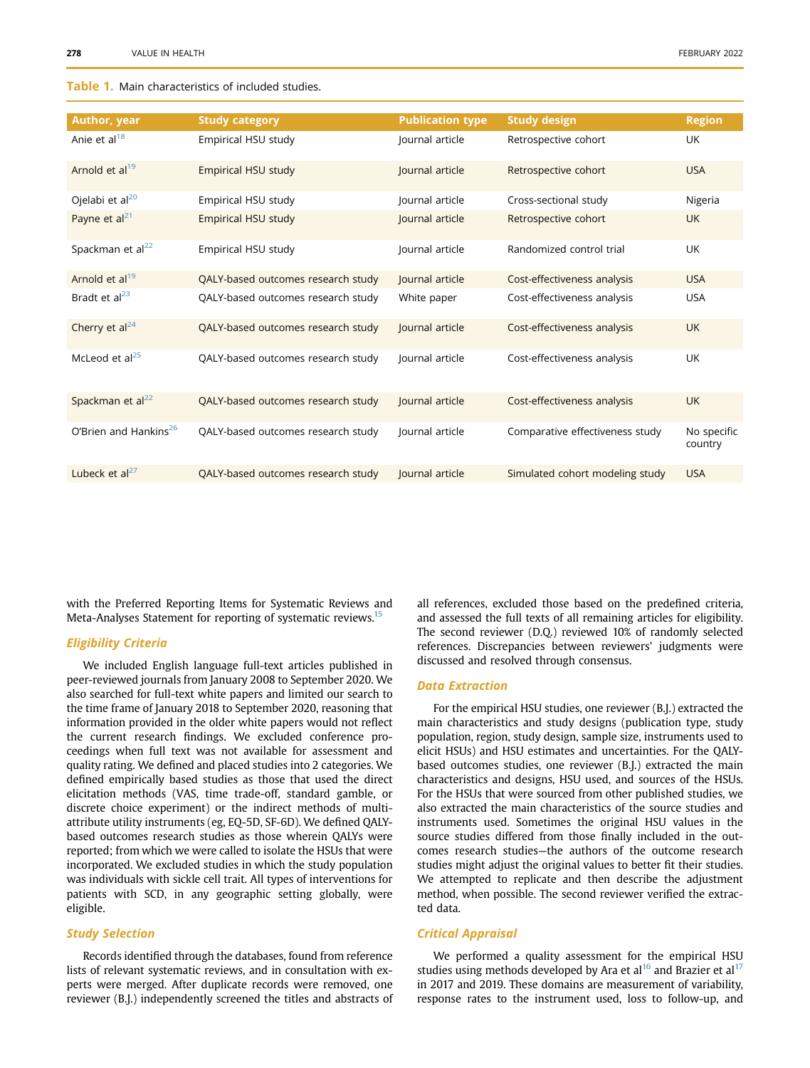**Table 1.** Main characteristics of included studies.

| Author, year | Study category | Publication type | Study design | Region |
| --- | --- | --- | --- | --- |
| Anie et al[18] | Empirical HSU study | Journal article | Retrospective cohort | UK |
| Arnold et al[19] | Empirical HSU study | Journal article | Retrospective cohort | USA |
| Ojelabi et al[20] | Empirical HSU study | Journal article | Cross-sectional study | Nigeria |
| Payne et al[21] | Empirical HSU study | Journal article | Retrospective cohort | UK |
| Spackman et al[22] | Empirical HSU study | Journal article | Randomized control trial | UK |
| Arnold et al[19] | QALY-based outcomes research study | Journal article | Cost-effectiveness analysis | USA |
| Bradt et al[23] | QALY-based outcomes research study | White paper | Cost-effectiveness analysis | USA |
| Cherry et al[24] | QALY-based outcomes research study | Journal article | Cost-effectiveness analysis | UK |
| McLeod et al[25] | QALY-based outcomes research study | Journal article | Cost-effectiveness analysis | UK |
| Spackman et al[22] | QALY-based outcomes research study | Journal article | Cost-effectiveness analysis | UK |
| O'Brien and Hankins[26] | QALY-based outcomes research study | Journal article | Comparative effectiveness study | No specific country |
| Lubeck et al[27] | QALY-based outcomes research study | Journal article | Simulated cohort modeling study | USA |

with the Preferred Reporting Items for Systematic Reviews and Meta-Analyses Statement for reporting of systematic reviews.[15]

### Eligibility Criteria

We included English language full-text articles published in peer-reviewed journals from January 2008 to September 2020. We also searched for full-text white papers and limited our search to the time frame of January 2018 to September 2020, reasoning that information provided in the older white papers would not reflect the current research findings. We excluded conference proceedings when full text was not available for assessment and quality rating. We defined and placed studies into 2 categories. We defined empirically based studies as those that used the direct elicitation methods (VAS, time trade-off, standard gamble, or discrete choice experiment) or the indirect methods of multi-attribute utility instruments (eg, EQ-5D, SF-6D). We defined QALY-based outcomes research studies as those wherein QALYs were reported; from which we were called to isolate the HSUs that were incorporated. We excluded studies in which the study population was individuals with sickle cell trait. All types of interventions for patients with SCD, in any geographic setting globally, were eligible.

### Study Selection

Records identified through the databases, found from reference lists of relevant systematic reviews, and in consultation with experts were merged. After duplicate records were removed, one reviewer (B.J.) independently screened the titles and abstracts of all references, excluded those based on the predefined criteria, and assessed the full texts of all remaining articles for eligibility. The second reviewer (D.Q.) reviewed 10% of randomly selected references. Discrepancies between reviewers' judgments were discussed and resolved through consensus.

### Data Extraction

For the empirical HSU studies, one reviewer (B.J.) extracted the main characteristics and study designs (publication type, study population, region, study design, sample size, instruments used to elicit HSUs) and HSU estimates and uncertainties. For the QALY-based outcomes studies, one reviewer (B.J.) extracted the main characteristics and designs, HSU used, and sources of the HSUs. For the HSUs that were sourced from other published studies, we also extracted the main characteristics of the source studies and instruments used. Sometimes the original HSU values in the source studies differed from those finally included in the outcomes research studies—the authors of the outcome research studies might adjust the original values to better fit their studies. We attempted to replicate and then describe the adjustment method, when possible. The second reviewer verified the extracted data.

### Critical Appraisal

We performed a quality assessment for the empirical HSU studies using methods developed by Ara et al[16] and Brazier et al[17] in 2017 and 2019. These domains are measurement of variability, response rates to the instrument used, loss to follow-up, and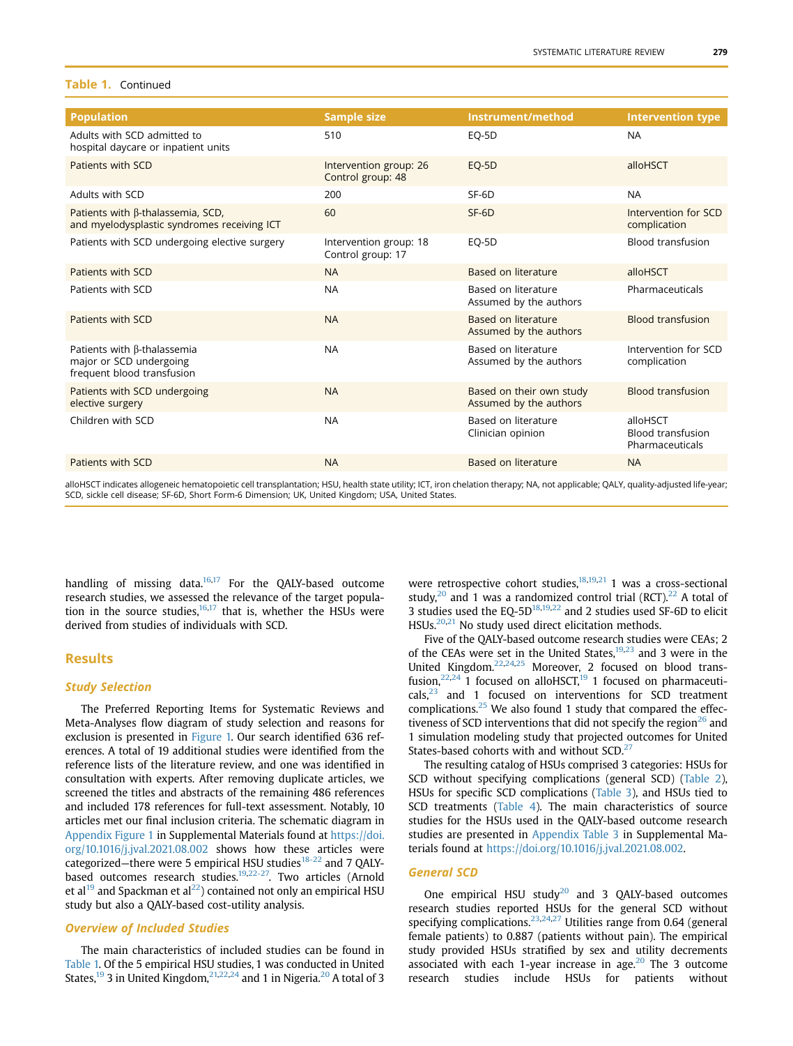**Table 1.** Continued

| Population | Sample size | Instrument/method | Intervention type |
|---|---|---|---|
| Adults with SCD admitted to hospital daycare or inpatient units | 510 | EQ-5D | NA |
| Patients with SCD | Intervention group: 26<br>Control group: 48 | EQ-5D | alloHSCT |
| Adults with SCD | 200 | SF-6D | NA |
| Patients with β-thalassemia, SCD, and myelodysplastic syndromes receiving ICT | 60 | SF-6D | Intervention for SCD complication |
| Patients with SCD undergoing elective surgery | Intervention group: 18<br>Control group: 17 | EQ-5D | Blood transfusion |
| Patients with SCD | NA | Based on literature | alloHSCT |
| Patients with SCD | NA | Based on literature<br>Assumed by the authors | Pharmaceuticals |
| Patients with SCD | NA | Based on literature<br>Assumed by the authors | Blood transfusion |
| Patients with β-thalassemia major or SCD undergoing frequent blood transfusion | NA | Based on literature<br>Assumed by the authors | Intervention for SCD complication |
| Patients with SCD undergoing elective surgery | NA | Based on their own study<br>Assumed by the authors | Blood transfusion |
| Children with SCD | NA | Based on literature<br>Clinician opinion | alloHSCT<br>Blood transfusion<br>Pharmaceuticals |
| Patients with SCD | NA | Based on literature | NA |

alloHSCT indicates allogeneic hematopoietic cell transplantation; HSU, health state utility; ICT, iron chelation therapy; NA, not applicable; QALY, quality-adjusted life-year; SCD, sickle cell disease; SF-6D, Short Form-6 Dimension; UK, United Kingdom; USA, United States.

handling of missing data.[16,17] For the QALY-based outcome research studies, we assessed the relevance of the target population in the source studies,[16,17] that is, whether the HSUs were derived from studies of individuals with SCD.

## Results

### Study Selection

The Preferred Reporting Items for Systematic Reviews and Meta-Analyses flow diagram of study selection and reasons for exclusion is presented in Figure 1. Our search identified 636 references. A total of 19 additional studies were identified from the reference lists of the literature review, and one was identified in consultation with experts. After removing duplicate articles, we screened the titles and abstracts of the remaining 486 references and included 178 references for full-text assessment. Notably, 10 articles met our final inclusion criteria. The schematic diagram in Appendix Figure 1 in Supplemental Materials found at https://doi.org/10.1016/j.jval.2021.08.002 shows how these articles were categorized—there were 5 empirical HSU studies[18-22] and 7 QALY-based outcomes research studies.[19,22-27]. Two articles (Arnold et al[19] and Spackman et al[22]) contained not only an empirical HSU study but also a QALY-based cost-utility analysis.

### Overview of Included Studies

The main characteristics of included studies can be found in Table 1. Of the 5 empirical HSU studies, 1 was conducted in United States,[19] 3 in United Kingdom,[21,22,24] and 1 in Nigeria.[20] A total of 3 were retrospective cohort studies,[18,19,21] 1 was a cross-sectional study,[20] and 1 was a randomized control trial (RCT).[22] A total of 3 studies used the EQ-5D[18,19,22] and 2 studies used SF-6D to elicit HSUs.[20,21] No study used direct elicitation methods.

Five of the QALY-based outcome research studies were CEAs; 2 of the CEAs were set in the United States,[19,23] and 3 were in the United Kingdom.[22,24,25] Moreover, 2 focused on blood transfusion,[22,24] 1 focused on alloHSCT,[19] 1 focused on pharmaceuticals,[23] and 1 focused on interventions for SCD treatment complications.[25] We also found 1 study that compared the effectiveness of SCD interventions that did not specify the region[26] and 1 simulation modeling study that projected outcomes for United States-based cohorts with and without SCD.[27]

The resulting catalog of HSUs comprised 3 categories: HSUs for SCD without specifying complications (general SCD) (Table 2), HSUs for specific SCD complications (Table 3), and HSUs tied to SCD treatments (Table 4). The main characteristics of source studies for the HSUs used in the QALY-based outcome research studies are presented in Appendix Table 3 in Supplemental Materials found at https://doi.org/10.1016/j.jval.2021.08.002.

### General SCD

One empirical HSU study[20] and 3 QALY-based outcomes research studies reported HSUs for the general SCD without specifying complications.[23,24,27] Utilities range from 0.64 (general female patients) to 0.887 (patients without pain). The empirical study provided HSUs stratified by sex and utility decrements associated with each 1-year increase in age.[20] The 3 outcome research studies include HSUs for patients without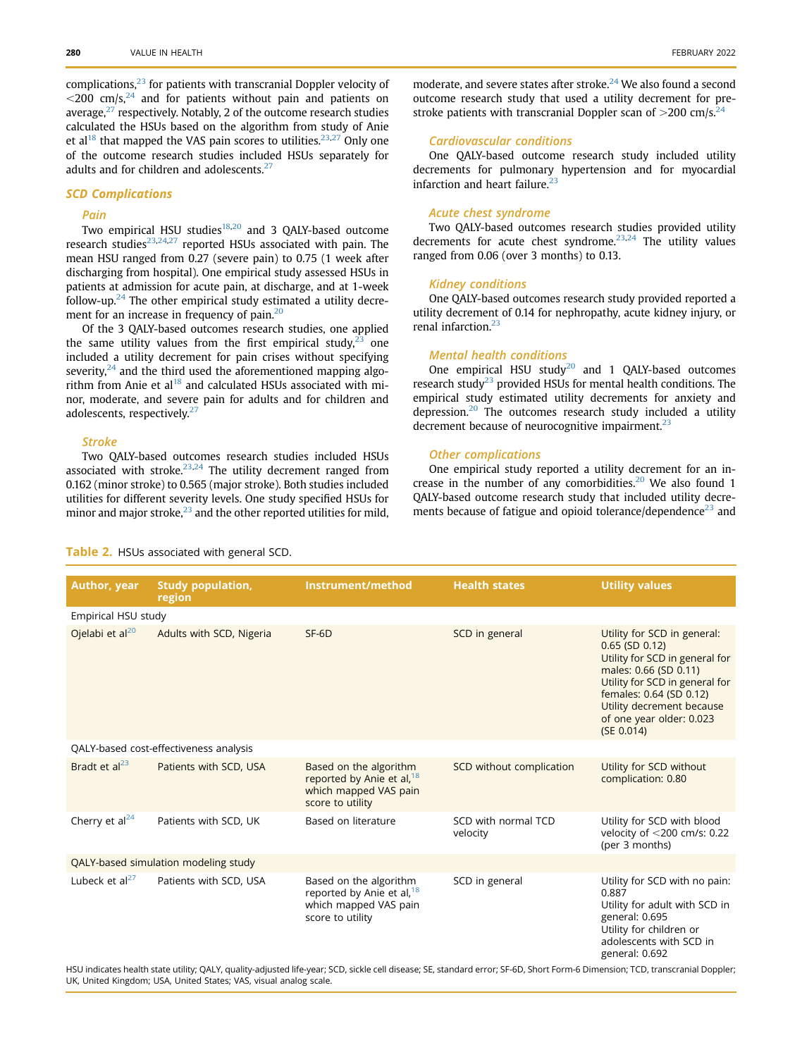complications,[23] for patients with transcranial Doppler velocity of <200 cm/s,[24] and for patients without pain and patients on average,[27] respectively. Notably, 2 of the outcome research studies calculated the HSUs based on the algorithm from study of Anie et al[18] that mapped the VAS pain scores to utilities.[23,27] Only one of the outcome research studies included HSUs separately for adults and for children and adolescents.[27]

## SCD Complications

### Pain

Two empirical HSU studies[18,20] and 3 QALY-based outcome research studies[23,24,27] reported HSUs associated with pain. The mean HSU ranged from 0.27 (severe pain) to 0.75 (1 week after discharging from hospital). One empirical study assessed HSUs in patients at admission for acute pain, at discharge, and at 1-week follow-up.[24] The other empirical study estimated a utility decrement for an increase in frequency of pain.[20]

Of the 3 QALY-based outcomes research studies, one applied the same utility values from the first empirical study,[23] one included a utility decrement for pain crises without specifying severity,[24] and the third used the aforementioned mapping algorithm from Anie et al[18] and calculated HSUs associated with minor, moderate, and severe pain for adults and for children and adolescents, respectively.[27]

### Stroke

Two QALY-based outcomes research studies included HSUs associated with stroke.[23,24] The utility decrement ranged from 0.162 (minor stroke) to 0.565 (major stroke). Both studies included utilities for different severity levels. One study specified HSUs for minor and major stroke,[23] and the other reported utilities for mild, moderate, and severe states after stroke.[24] We also found a second outcome research study that used a utility decrement for pre-stroke patients with transcranial Doppler scan of >200 cm/s.[24]

### Cardiovascular conditions

One QALY-based outcome research study included utility decrements for pulmonary hypertension and for myocardial infarction and heart failure.[23]

### Acute chest syndrome

Two QALY-based outcomes research studies provided utility decrements for acute chest syndrome.[23,24] The utility values ranged from 0.06 (over 3 months) to 0.13.

### Kidney conditions

One QALY-based outcomes research study provided reported a utility decrement of 0.14 for nephropathy, acute kidney injury, or renal infarction.[23]

### Mental health conditions

One empirical HSU study[20] and 1 QALY-based outcomes research study[23] provided HSUs for mental health conditions. The empirical study estimated utility decrements for anxiety and depression.[20] The outcomes research study included a utility decrement because of neurocognitive impairment.[23]

### Other complications

One empirical study reported a utility decrement for an increase in the number of any comorbidities.[20] We also found 1 QALY-based outcome research study that included utility decrements because of fatigue and opioid tolerance/dependence[23] and

**Table 2.** HSUs associated with general SCD.

| Author, year | Study population, region | Instrument/method | Health states | Utility values |
|---|---|---|---|---|
| Empirical HSU study | | | | |
| Ojelabi et al[20] | Adults with SCD, Nigeria | SF-6D | SCD in general | Utility for SCD in general: 0.65 (SD 0.12)<br>Utility for SCD in general for males: 0.66 (SD 0.11)<br>Utility for SCD in general for females: 0.64 (SD 0.12)<br>Utility decrement because of one year older: 0.023 (SE 0.014) |
| QALY-based cost-effectiveness analysis | | | | |
| Bradt et al[23] | Patients with SCD, USA | Based on the algorithm reported by Anie et al,[18] which mapped VAS pain score to utility | SCD without complication | Utility for SCD without complication: 0.80 |
| Cherry et al[24] | Patients with SCD, UK | Based on literature | SCD with normal TCD velocity | Utility for SCD with blood velocity of <200 cm/s: 0.22 (per 3 months) |
| QALY-based simulation modeling study | | | | |
| Lubeck et al[27] | Patients with SCD, USA | Based on the algorithm reported by Anie et al,[18] which mapped VAS pain score to utility | SCD in general | Utility for SCD with no pain: 0.887<br>Utility for adult with SCD in general: 0.695<br>Utility for children or adolescents with SCD in general: 0.692 |

HSU indicates health state utility; QALY, quality-adjusted life-year; SCD, sickle cell disease; SE, standard error; SF-6D, Short Form-6 Dimension; TCD, transcranial Doppler; UK, United Kingdom; USA, United States; VAS, visual analog scale.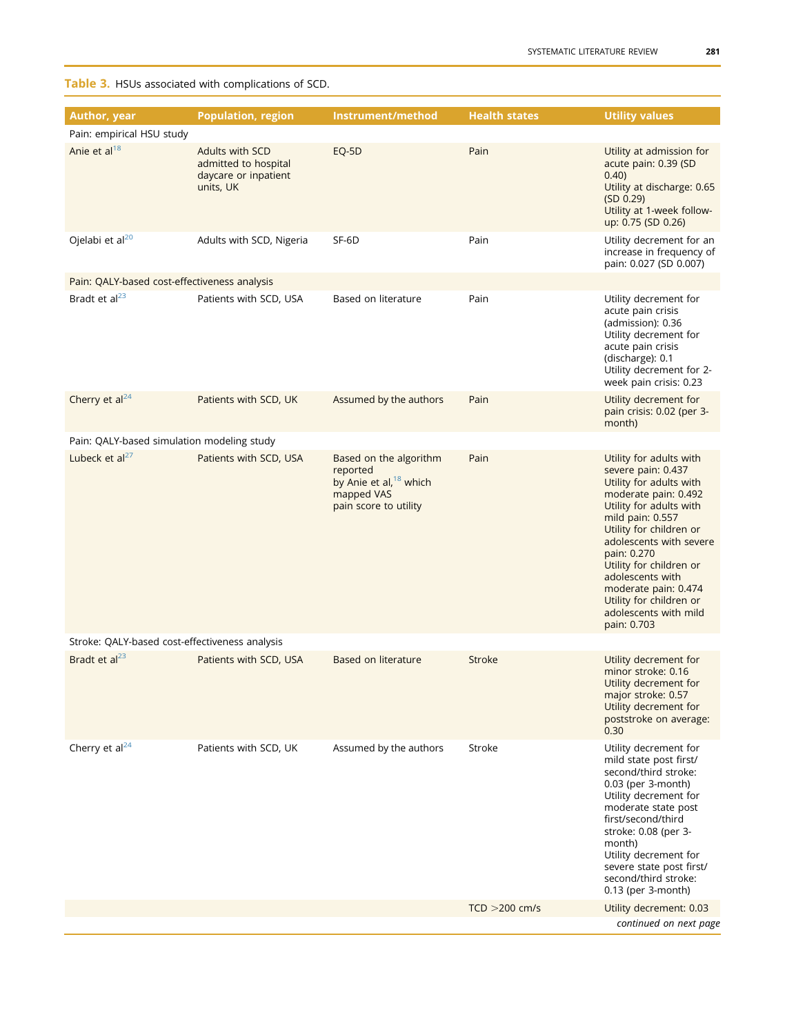**Table 3.** HSUs associated with complications of SCD.

| Author, year | Population, region | Instrument/method | Health states | Utility values |
| --- | --- | --- | --- | --- |
| Pain: empirical HSU study | | | | |
| Anie et al[18] | Adults with SCD admitted to hospital daycare or inpatient units, UK | EQ-5D | Pain | Utility at admission for acute pain: 0.39 (SD 0.40)<br>Utility at discharge: 0.65 (SD 0.29)<br>Utility at 1-week follow-up: 0.75 (SD 0.26) |
| Ojelabi et al[20] | Adults with SCD, Nigeria | SF-6D | Pain | Utility decrement for an increase in frequency of pain: 0.027 (SD 0.007) |
| Pain: QALY-based cost-effectiveness analysis | | | | |
| Bradt et al[23] | Patients with SCD, USA | Based on literature | Pain | Utility decrement for acute pain crisis (admission): 0.36<br>Utility decrement for acute pain crisis (discharge): 0.1<br>Utility decrement for 2-week pain crisis: 0.23 |
| Cherry et al[24] | Patients with SCD, UK | Assumed by the authors | Pain | Utility decrement for pain crisis: 0.02 (per 3-month) |
| Pain: QALY-based simulation modeling study | | | | |
| Lubeck et al[27] | Patients with SCD, USA | Based on the algorithm reported by Anie et al,[18] which mapped VAS pain score to utility | Pain | Utility for adults with severe pain: 0.437<br>Utility for adults with moderate pain: 0.492<br>Utility for adults with mild pain: 0.557<br>Utility for children or adolescents with severe pain: 0.270<br>Utility for children or adolescents with moderate pain: 0.474<br>Utility for children or adolescents with mild pain: 0.703 |
| Stroke: QALY-based cost-effectiveness analysis | | | | |
| Bradt et al[23] | Patients with SCD, USA | Based on literature | Stroke | Utility decrement for minor stroke: 0.16<br>Utility decrement for major stroke: 0.57<br>Utility decrement for poststroke on average: 0.30 |
| Cherry et al[24] | Patients with SCD, UK | Assumed by the authors | Stroke | Utility decrement for mild state post first/second/third stroke: 0.03 (per 3-month)<br>Utility decrement for moderate state post first/second/third stroke: 0.08 (per 3-month)<br>Utility decrement for severe state post first/second/third stroke: 0.13 (per 3-month) |
| | | | TCD >200 cm/s | Utility decrement: 0.03 |

*continued on next page*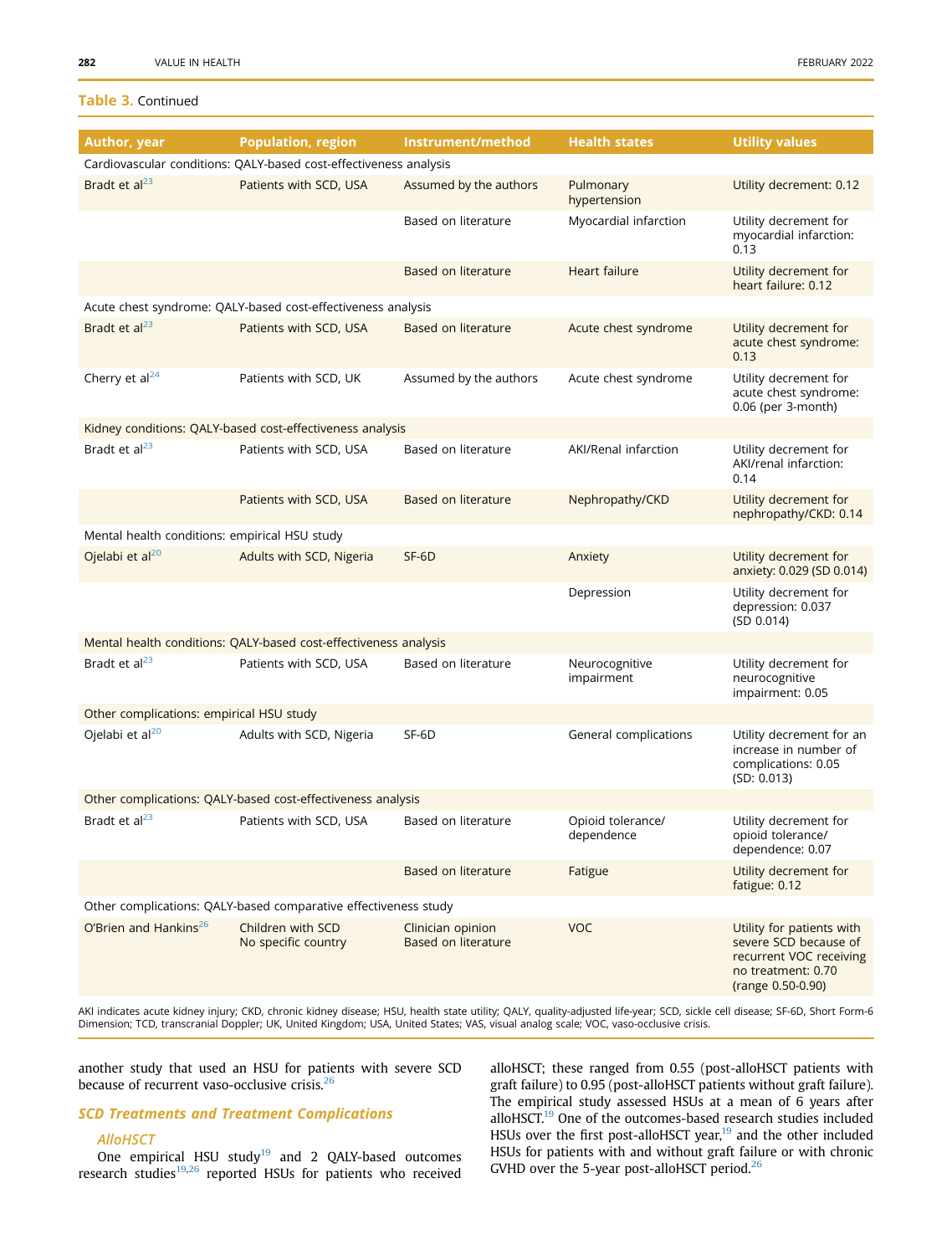**Table 3.** Continued

| Author, year | Population, region | Instrument/method | Health states | Utility values |
|---|---|---|---|---|
| Cardiovascular conditions: QALY-based cost-effectiveness analysis | | | | |
| Bradt et al[23] | Patients with SCD, USA | Assumed by the authors | Pulmonary hypertension | Utility decrement: 0.12 |
| | | Based on literature | Myocardial infarction | Utility decrement for myocardial infarction: 0.13 |
| | | Based on literature | Heart failure | Utility decrement for heart failure: 0.12 |
| Acute chest syndrome: QALY-based cost-effectiveness analysis | | | | |
| Bradt et al[23] | Patients with SCD, USA | Based on literature | Acute chest syndrome | Utility decrement for acute chest syndrome: 0.13 |
| Cherry et al[24] | Patients with SCD, UK | Assumed by the authors | Acute chest syndrome | Utility decrement for acute chest syndrome: 0.06 (per 3-month) |
| Kidney conditions: QALY-based cost-effectiveness analysis | | | | |
| Bradt et al[23] | Patients with SCD, USA | Based on literature | AKI/Renal infarction | Utility decrement for AKI/renal infarction: 0.14 |
| | Patients with SCD, USA | Based on literature | Nephropathy/CKD | Utility decrement for nephropathy/CKD: 0.14 |
| Mental health conditions: empirical HSU study | | | | |
| Ojelabi et al[20] | Adults with SCD, Nigeria | SF-6D | Anxiety | Utility decrement for anxiety: 0.029 (SD 0.014) |
| | | | Depression | Utility decrement for depression: 0.037 (SD 0.014) |
| Mental health conditions: QALY-based cost-effectiveness analysis | | | | |
| Bradt et al[23] | Patients with SCD, USA | Based on literature | Neurocognitive impairment | Utility decrement for neurocognitive impairment: 0.05 |
| Other complications: empirical HSU study | | | | |
| Ojelabi et al[20] | Adults with SCD, Nigeria | SF-6D | General complications | Utility decrement for an increase in number of complications: 0.05 (SD: 0.013) |
| Other complications: QALY-based cost-effectiveness analysis | | | | |
| Bradt et al[23] | Patients with SCD, USA | Based on literature | Opioid tolerance/ dependence | Utility decrement for opioid tolerance/ dependence: 0.07 |
| | | Based on literature | Fatigue | Utility decrement for fatigue: 0.12 |
| Other complications: QALY-based comparative effectiveness study | | | | |
| O'Brien and Hankins[26] | Children with SCD No specific country | Clinician opinion Based on literature | VOC | Utility for patients with severe SCD because of recurrent VOC receiving no treatment: 0.70 (range 0.50-0.90) |

AKI indicates acute kidney injury; CKD, chronic kidney disease; HSU, health state utility; QALY, quality-adjusted life-year; SCD, sickle cell disease; SF-6D, Short Form-6 Dimension; TCD, transcranial Doppler; UK, United Kingdom; USA, United States; VAS, visual analog scale; VOC, vaso-occlusive crisis.

another study that used an HSU for patients with severe SCD because of recurrent vaso-occlusive crisis.[26]

## *SCD Treatments and Treatment Complications*

### *AlloHSCT*

One empirical HSU study[19] and 2 QALY-based outcomes research studies[19,26] reported HSUs for patients who received alloHSCT; these ranged from 0.55 (post-alloHSCT patients with graft failure) to 0.95 (post-alloHSCT patients without graft failure). The empirical study assessed HSUs at a mean of 6 years after alloHSCT.[19] One of the outcomes-based research studies included HSUs over the first post-alloHSCT year,[19] and the other included HSUs for patients with and without graft failure or with chronic GVHD over the 5-year post-alloHSCT period.[26]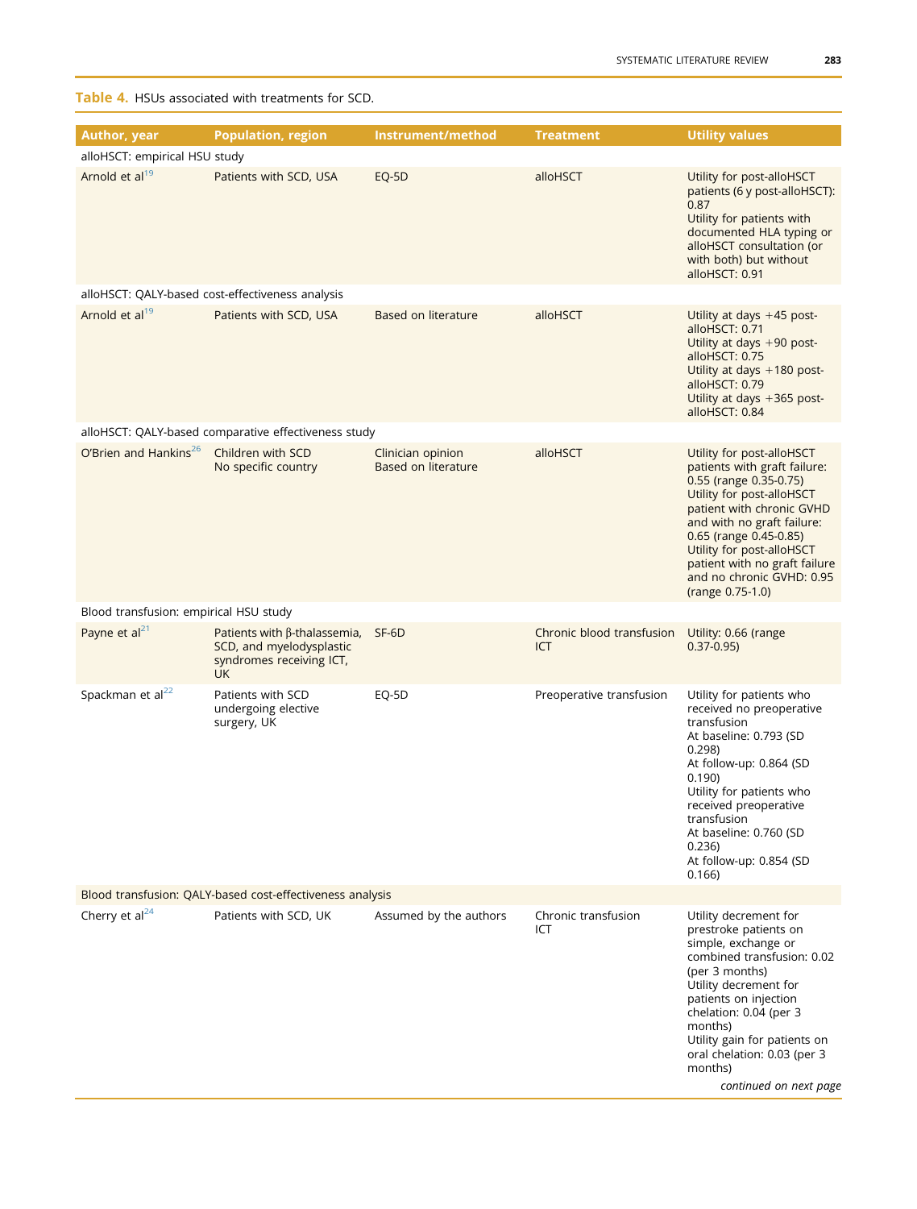**Table 4.** HSUs associated with treatments for SCD.

| Author, year | Population, region | Instrument/method | Treatment | Utility values |
|---|---|---|---|---|
| alloHSCT: empirical HSU study | | | | |
| Arnold et al[19] | Patients with SCD, USA | EQ-5D | alloHSCT | Utility for post-alloHSCT patients (6 y post-alloHSCT): 0.87<br>Utility for patients with documented HLA typing or alloHSCT consultation (or with both) but without alloHSCT: 0.91 |
| alloHSCT: QALY-based cost-effectiveness analysis | | | | |
| Arnold et al[19] | Patients with SCD, USA | Based on literature | alloHSCT | Utility at days +45 post-alloHSCT: 0.71<br>Utility at days +90 post-alloHSCT: 0.75<br>Utility at days +180 post-alloHSCT: 0.79<br>Utility at days +365 post-alloHSCT: 0.84 |
| alloHSCT: QALY-based comparative effectiveness study | | | | |
| O'Brien and Hankins[26] | Children with SCD<br>No specific country | Clinician opinion<br>Based on literature | alloHSCT | Utility for post-alloHSCT patients with graft failure: 0.55 (range 0.35-0.75)<br>Utility for post-alloHSCT patient with chronic GVHD and with no graft failure: 0.65 (range 0.45-0.85)<br>Utility for post-alloHSCT patient with no graft failure and no chronic GVHD: 0.95 (range 0.75-1.0) |
| Blood transfusion: empirical HSU study | | | | |
| Payne et al[21] | Patients with β-thalassemia, SCD, and myelodysplastic syndromes receiving ICT, UK | SF-6D | Chronic blood transfusion ICT | Utility: 0.66 (range 0.37-0.95) |
| Spackman et al[22] | Patients with SCD undergoing elective surgery, UK | EQ-5D | Preoperative transfusion | Utility for patients who received no preoperative transfusion<br>At baseline: 0.793 (SD 0.298)<br>At follow-up: 0.864 (SD 0.190)<br>Utility for patients who received preoperative transfusion<br>At baseline: 0.760 (SD 0.236)<br>At follow-up: 0.854 (SD 0.166) |
| Blood transfusion: QALY-based cost-effectiveness analysis | | | | |
| Cherry et al[24] | Patients with SCD, UK | Assumed by the authors | Chronic transfusion ICT | Utility decrement for prestroke patients on simple, exchange or combined transfusion: 0.02 (per 3 months)<br>Utility decrement for patients on injection chelation: 0.04 (per 3 months)<br>Utility gain for patients on oral chelation: 0.03 (per 3 months) |

*continued on next page*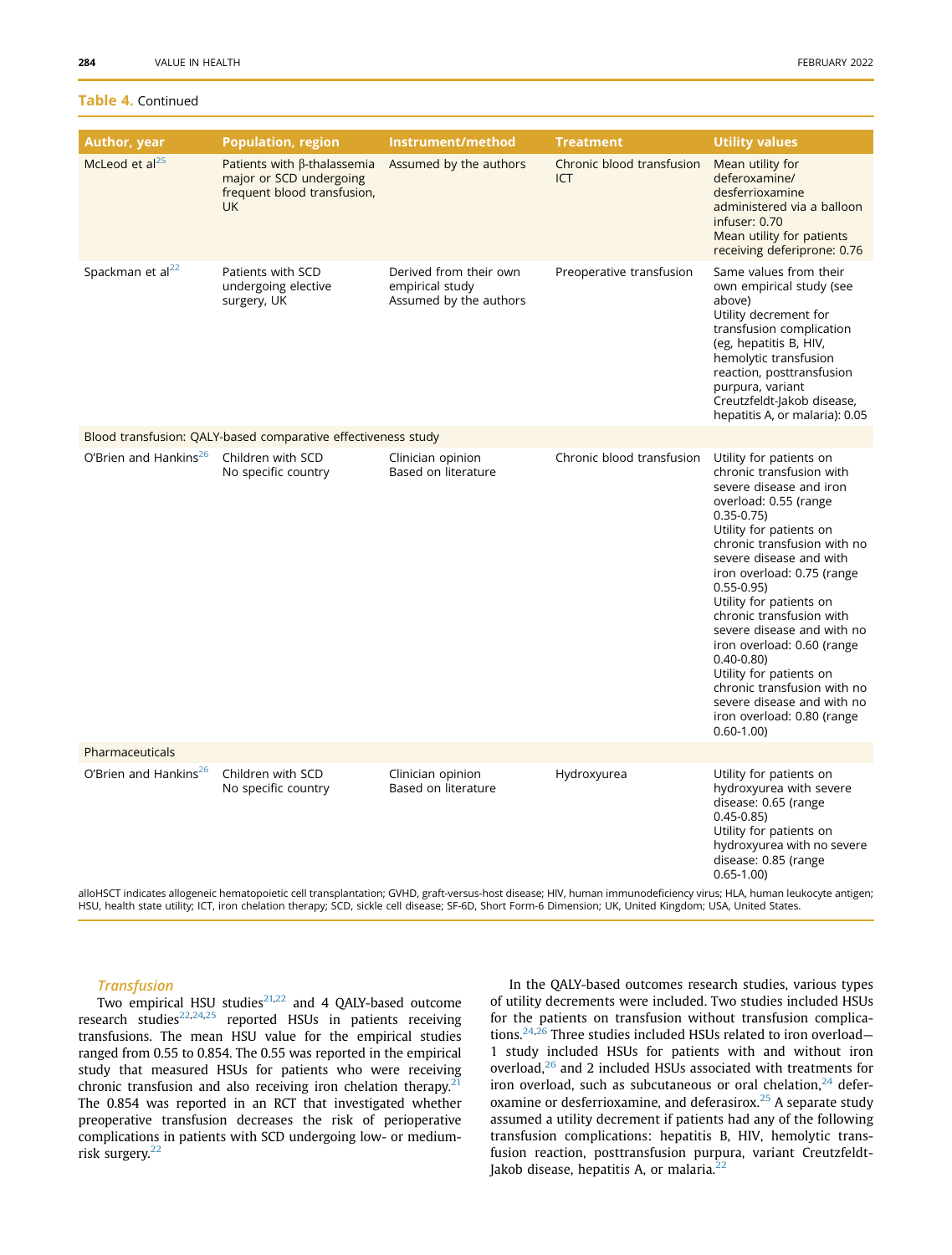**Table 4.** Continued

| Author, year | Population, region | Instrument/method | Treatment | Utility values |
|---|---|---|---|---|
| McLeod et al[25] | Patients with β-thalassemia major or SCD undergoing frequent blood transfusion, UK | Assumed by the authors | Chronic blood transfusion ICT | Mean utility for deferoxamine/ desferrioxamine administered via a balloon infuser: 0.70<br>Mean utility for patients receiving deferiprone: 0.76 |
| Spackman et al[22] | Patients with SCD undergoing elective surgery, UK | Derived from their own empirical study<br>Assumed by the authors | Preoperative transfusion | Same values from their own empirical study (see above)<br>Utility decrement for transfusion complication (eg, hepatitis B, HIV, hemolytic transfusion reaction, posttransfusion purpura, variant Creutzfeldt-Jakob disease, hepatitis A, or malaria): 0.05 |
| Blood transfusion: QALY-based comparative effectiveness study | | | | |
| O'Brien and Hankins[26] | Children with SCD<br>No specific country | Clinician opinion<br>Based on literature | Chronic blood transfusion | Utility for patients on chronic transfusion with severe disease and iron overload: 0.55 (range 0.35-0.75)<br>Utility for patients on chronic transfusion with no severe disease and with iron overload: 0.75 (range 0.55-0.95)<br>Utility for patients on chronic transfusion with severe disease and with no iron overload: 0.60 (range 0.40-0.80)<br>Utility for patients on chronic transfusion with no severe disease and with no iron overload: 0.80 (range 0.60-1.00) |
| Pharmaceuticals | | | | |
| O'Brien and Hankins[26] | Children with SCD<br>No specific country | Clinician opinion<br>Based on literature | Hydroxyurea | Utility for patients on hydroxyurea with severe disease: 0.65 (range 0.45-0.85)<br>Utility for patients on hydroxyurea with no severe disease: 0.85 (range 0.65-1.00) |

alloHSCT indicates allogeneic hematopoietic cell transplantation; GVHD, graft-versus-host disease; HIV, human immunodeficiency virus; HLA, human leukocyte antigen; HSU, health state utility; ICT, iron chelation therapy; SCD, sickle cell disease; SF-6D, Short Form-6 Dimension; UK, United Kingdom; USA, United States.

### *Transfusion*

Two empirical HSU studies[21,22] and 4 QALY-based outcome research studies[22,24,25] reported HSUs in patients receiving transfusions. The mean HSU value for the empirical studies ranged from 0.55 to 0.854. The 0.55 was reported in the empirical study that measured HSUs for patients who were receiving chronic transfusion and also receiving iron chelation therapy.[21] The 0.854 was reported in an RCT that investigated whether preoperative transfusion decreases the risk of perioperative complications in patients with SCD undergoing low- or medium-risk surgery.[22]

In the QALY-based outcomes research studies, various types of utility decrements were included. Two studies included HSUs for the patients on transfusion without transfusion complications.[24,26] Three studies included HSUs related to iron overload—1 study included HSUs for patients with and without iron overload,[26] and 2 included HSUs associated with treatments for iron overload, such as subcutaneous or oral chelation,[24] deferoxamine or desferrioxamine, and deferasirox.[25] A separate study assumed a utility decrement if patients had any of the following transfusion complications: hepatitis B, HIV, hemolytic transfusion reaction, posttransfusion purpura, variant Creutzfeldt-Jakob disease, hepatitis A, or malaria.[22]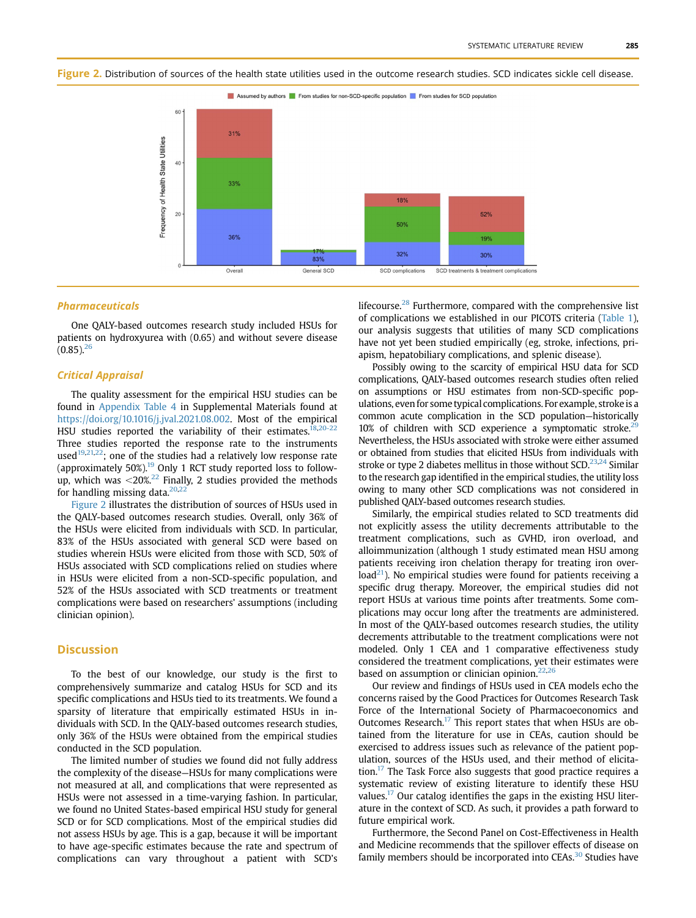**Figure 2.** Distribution of sources of the health state utilities used in the outcome research studies. SCD indicates sickle cell disease.

### *Pharmaceuticals*

One QALY-based outcomes research study included HSUs for patients on hydroxyurea with (0.65) and without severe disease (0.85).[26]

### *Critical Appraisal*

The quality assessment for the empirical HSU studies can be found in Appendix Table 4 in Supplemental Materials found at https://doi.org/10.1016/j.jval.2021.08.002. Most of the empirical HSU studies reported the variability of their estimates.[18,20-22] Three studies reported the response rate to the instruments used[19,21,22]; one of the studies had a relatively low response rate (approximately 50%).[19] Only 1 RCT study reported loss to follow-up, which was <20%.[22] Finally, 2 studies provided the methods for handling missing data.[20,22]

Figure 2 illustrates the distribution of sources of HSUs used in the QALY-based outcomes research studies. Overall, only 36% of the HSUs were elicited from individuals with SCD. In particular, 83% of the HSUs associated with general SCD were based on studies wherein HSUs were elicited from those with SCD, 50% of HSUs associated with SCD complications relied on studies where in HSUs were elicited from a non-SCD-specific population, and 52% of the HSUs associated with SCD treatments or treatment complications were based on researchers' assumptions (including clinician opinion).

## Discussion

To the best of our knowledge, our study is the first to comprehensively summarize and catalog HSUs for SCD and its specific complications and HSUs tied to its treatments. We found a sparsity of literature that empirically estimated HSUs in individuals with SCD. In the QALY-based outcomes research studies, only 36% of the HSUs were obtained from the empirical studies conducted in the SCD population.

The limited number of studies we found did not fully address the complexity of the disease—HSUs for many complications were not measured at all, and complications that were represented as HSUs were not assessed in a time-varying fashion. In particular, we found no United States-based empirical HSU study for general SCD or for SCD complications. Most of the empirical studies did not assess HSUs by age. This is a gap, because it will be important to have age-specific estimates because the rate and spectrum of complications can vary throughout a patient with SCD's lifecourse.[28] Furthermore, compared with the comprehensive list of complications we established in our PICOTS criteria (Table 1), our analysis suggests that utilities of many SCD complications have not yet been studied empirically (eg, stroke, infections, priapism, hepatobiliary complications, and splenic disease).

Possibly owing to the scarcity of empirical HSU data for SCD complications, QALY-based outcomes research studies often relied on assumptions or HSU estimates from non-SCD-specific populations, even for some typical complications. For example, stroke is a common acute complication in the SCD population—historically 10% of children with SCD experience a symptomatic stroke.[29] Nevertheless, the HSUs associated with stroke were either assumed or obtained from studies that elicited HSUs from individuals with stroke or type 2 diabetes mellitus in those without SCD.[23,24] Similar to the research gap identified in the empirical studies, the utility loss owing to many other SCD complications was not considered in published QALY-based outcomes research studies.

Similarly, the empirical studies related to SCD treatments did not explicitly assess the utility decrements attributable to the treatment complications, such as GVHD, iron overload, and alloimmunization (although 1 study estimated mean HSU among patients receiving iron chelation therapy for treating iron overload[21]). No empirical studies were found for patients receiving a specific drug therapy. Moreover, the empirical studies did not report HSUs at various time points after treatments. Some complications may occur long after the treatments are administered. In most of the QALY-based outcomes research studies, the utility decrements attributable to the treatment complications were not modeled. Only 1 CEA and 1 comparative effectiveness study considered the treatment complications, yet their estimates were based on assumption or clinician opinion.[22,26]

Our review and findings of HSUs used in CEA models echo the concerns raised by the Good Practices for Outcomes Research Task Force of the International Society of Pharmacoeconomics and Outcomes Research.[17] This report states that when HSUs are obtained from the literature for use in CEAs, caution should be exercised to address issues such as relevance of the patient population, sources of the HSUs used, and their method of elicitation.[17] The Task Force also suggests that good practice requires a systematic review of existing literature to identify these HSU values.[17] Our catalog identifies the gaps in the existing HSU literature in the context of SCD. As such, it provides a path forward to future empirical work.

Furthermore, the Second Panel on Cost-Effectiveness in Health and Medicine recommends that the spillover effects of disease on family members should be incorporated into CEAs.[30] Studies have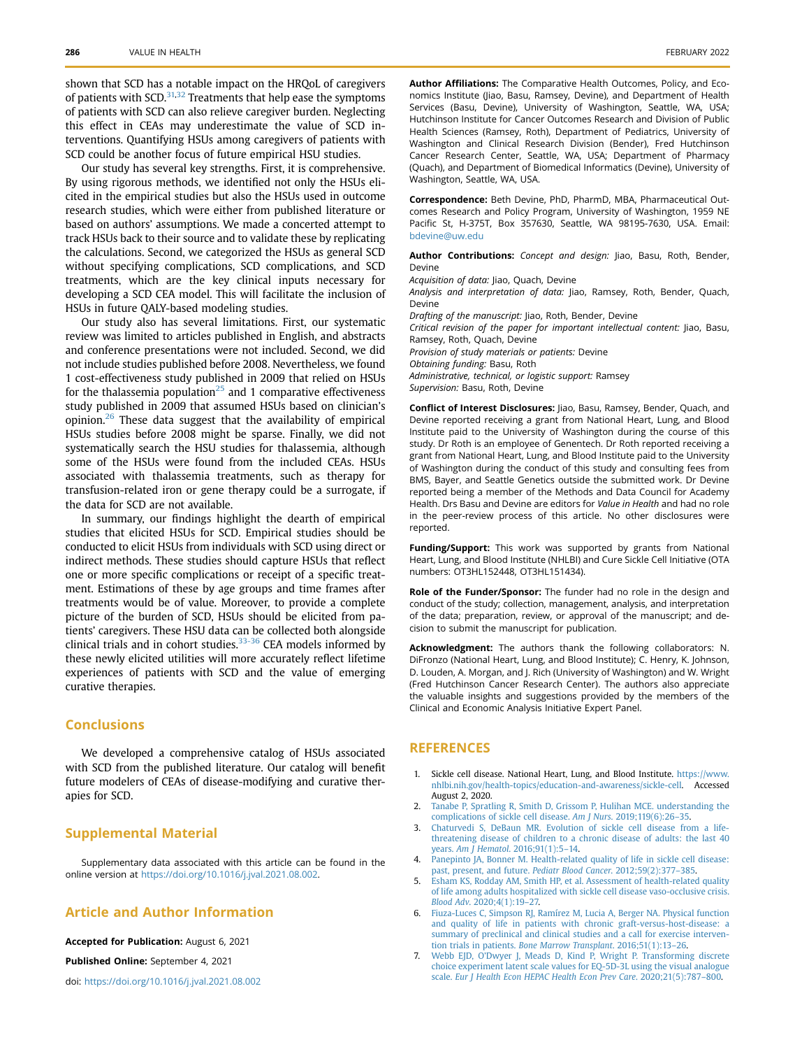shown that SCD has a notable impact on the HRQoL of caregivers of patients with SCD.[31,32] Treatments that help ease the symptoms of patients with SCD can also relieve caregiver burden. Neglecting this effect in CEAs may underestimate the value of SCD interventions. Quantifying HSUs among caregivers of patients with SCD could be another focus of future empirical HSU studies.

Our study has several key strengths. First, it is comprehensive. By using rigorous methods, we identified not only the HSUs elicited in the empirical studies but also the HSUs used in outcome research studies, which were either from published literature or based on authors' assumptions. We made a concerted attempt to track HSUs back to their source and to validate these by replicating the calculations. Second, we categorized the HSUs as general SCD without specifying complications, SCD complications, and SCD treatments, which are the key clinical inputs necessary for developing a SCD CEA model. This will facilitate the inclusion of HSUs in future QALY-based modeling studies.

Our study also has several limitations. First, our systematic review was limited to articles published in English, and abstracts and conference presentations were not included. Second, we did not include studies published before 2008. Nevertheless, we found 1 cost-effectiveness study published in 2009 that relied on HSUs for the thalassemia population[25] and 1 comparative effectiveness study published in 2009 that assumed HSUs based on clinician's opinion.[26] These data suggest that the availability of empirical HSUs studies before 2008 might be sparse. Finally, we did not systematically search the HSU studies for thalassemia, although some of the HSUs were found from the included CEAs. HSUs associated with thalassemia treatments, such as therapy for transfusion-related iron or gene therapy could be a surrogate, if the data for SCD are not available.

In summary, our findings highlight the dearth of empirical studies that elicited HSUs for SCD. Empirical studies should be conducted to elicit HSUs from individuals with SCD using direct or indirect methods. These studies should capture HSUs that reflect one or more specific complications or receipt of a specific treatment. Estimations of these by age groups and time frames after treatments would be of value. Moreover, to provide a complete picture of the burden of SCD, HSUs should be elicited from patients' caregivers. These HSU data can be collected both alongside clinical trials and in cohort studies.[33-36] CEA models informed by these newly elicited utilities will more accurately reflect lifetime experiences of patients with SCD and the value of emerging curative therapies.

## Conclusions

We developed a comprehensive catalog of HSUs associated with SCD from the published literature. Our catalog will benefit future modelers of CEAs of disease-modifying and curative therapies for SCD.

## Supplemental Material

Supplementary data associated with this article can be found in the online version at https://doi.org/10.1016/j.jval.2021.08.002.

## Article and Author Information

**Accepted for Publication:** August 6, 2021

**Published Online:** September 4, 2021

doi: https://doi.org/10.1016/j.jval.2021.08.002

**Author Affiliations:** The Comparative Health Outcomes, Policy, and Economics Institute (Jiao, Basu, Ramsey, Devine), and Department of Health Services (Basu, Devine), University of Washington, Seattle, WA, USA; Hutchinson Institute for Cancer Outcomes Research and Division of Public Health Sciences (Ramsey, Roth), Department of Pediatrics, University of Washington and Clinical Research Division (Bender), Fred Hutchinson Cancer Research Center, Seattle, WA, USA; Department of Pharmacy (Quach), and Department of Biomedical Informatics (Devine), University of Washington, Seattle, WA, USA.

**Correspondence:** Beth Devine, PhD, PharmD, MBA, Pharmaceutical Outcomes Research and Policy Program, University of Washington, 1959 NE Pacific St, H-375T, Box 357630, Seattle, WA 98195-7630, USA. Email: bdevine@uw.edu

**Author Contributions:** *Concept and design:* Jiao, Basu, Roth, Bender, Devine

*Acquisition of data:* Jiao, Quach, Devine

*Analysis and interpretation of data:* Jiao, Ramsey, Roth, Bender, Quach, Devine

*Drafting of the manuscript:* Jiao, Roth, Bender, Devine

*Critical revision of the paper for important intellectual content:* Jiao, Basu, Ramsey, Roth, Quach, Devine

*Provision of study materials or patients:* Devine

*Obtaining funding:* Basu, Roth

*Administrative, technical, or logistic support:* Ramsey

*Supervision:* Basu, Roth, Devine

**Conflict of Interest Disclosures:** Jiao, Basu, Ramsey, Bender, Quach, and Devine reported receiving a grant from National Heart, Lung, and Blood Institute paid to the University of Washington during the course of this study. Dr Roth is an employee of Genentech. Dr Roth reported receiving a grant from National Heart, Lung, and Blood Institute paid to the University of Washington during the conduct of this study and consulting fees from BMS, Bayer, and Seattle Genetics outside the submitted work. Dr Devine reported being a member of the Methods and Data Council for Academy Health. Drs Basu and Devine are editors for *Value in Health* and had no role in the peer-review process of this article. No other disclosures were reported.

**Funding/Support:** This work was supported by grants from National Heart, Lung, and Blood Institute (NHLBI) and Cure Sickle Cell Initiative (OTA numbers: OT3HL152448, OT3HL151434).

**Role of the Funder/Sponsor:** The funder had no role in the design and conduct of the study; collection, management, analysis, and interpretation of the data; preparation, review, or approval of the manuscript; and decision to submit the manuscript for publication.

**Acknowledgment:** The authors thank the following collaborators: N. DiFronzo (National Heart, Lung, and Blood Institute); C. Henry, K. Johnson, D. Louden, A. Morgan, and J. Rich (University of Washington) and W. Wright (Fred Hutchinson Cancer Research Center). The authors also appreciate the valuable insights and suggestions provided by the members of the Clinical and Economic Analysis Initiative Expert Panel.

## REFERENCES

1. Sickle cell disease. National Heart, Lung, and Blood Institute. https://www.nhlbi.nih.gov/health-topics/education-and-awareness/sickle-cell. Accessed August 2, 2020.
2. Tanabe P, Spratling R, Smith D, Grissom P, Hulihan MCE. understanding the complications of sickle cell disease. *Am J Nurs.* 2019;119(6):26–35.
3. Chaturvedi S, DeBaun MR. Evolution of sickle cell disease from a life-threatening disease of children to a chronic disease of adults: the last 40 years. *Am J Hematol.* 2016;91(1):5–14.
4. Panepinto JA, Bonner M. Health-related quality of life in sickle cell disease: past, present, and future. *Pediatr Blood Cancer.* 2012;59(2):377–385.
5. Esham KS, Rodday AM, Smith HP, et al. Assessment of health-related quality of life among adults hospitalized with sickle cell disease vaso-occlusive crisis. *Blood Adv.* 2020;4(1):19–27.
6. Fiuza-Luces C, Simpson RJ, Ramírez M, Lucia A, Berger NA. Physical function and quality of life in patients with chronic graft-versus-host-disease: a summary of preclinical and clinical studies and a call for exercise intervention trials in patients. *Bone Marrow Transplant.* 2016;51(1):13–26.
7. Webb EJD, O'Dwyer J, Meads D, Kind P, Wright P. Transforming discrete choice experiment latent scale values for EQ-5D-3L using the visual analogue scale. *Eur J Health Econ HEPAC Health Econ Prev Care.* 2020;21(5):787–800.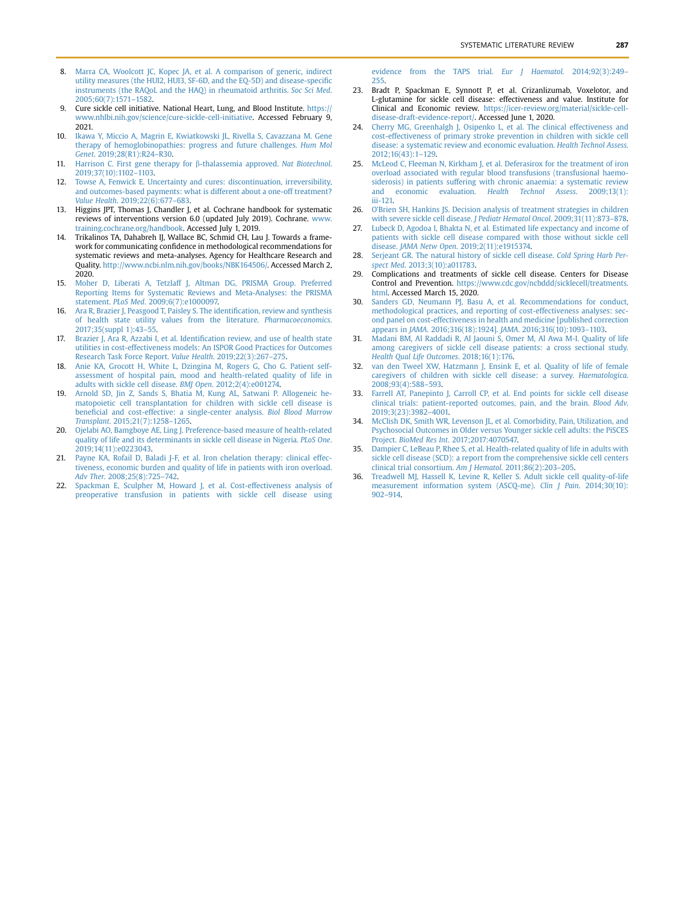8. Marra CA, Woolcott JC, Kopec JA, et al. A comparison of generic, indirect utility measures (the HUI2, HUI3, SF-6D, and the EQ-5D) and disease-specific instruments (the RAQoL and the HAQ) in rheumatoid arthritis. *Soc Sci Med*. 2005;60(7):1571–1582.
9. Cure sickle cell initiative. National Heart, Lung, and Blood Institute. https://www.nhlbi.nih.gov/science/cure-sickle-cell-initiative. Accessed February 9, 2021.
10. Ikawa Y, Miccio A, Magrin E, Kwiatkowski JL, Rivella S, Cavazzana M. Gene therapy of hemoglobinopathies: progress and future challenges. *Hum Mol Genet*. 2019;28(R1):R24–R30.
11. Harrison C. First gene therapy for β-thalassemia approved. *Nat Biotechnol*. 2019;37(10):1102–1103.
12. Towse A, Fenwick E. Uncertainty and cures: discontinuation, irreversibility, and outcomes-based payments: what is different about a one-off treatment? *Value Health*. 2019;22(6):677–683.
13. Higgins JPT, Thomas J, Chandler J, et al. Cochrane handbook for systematic reviews of interventions version 6.0 (updated July 2019). Cochrane. www.training.cochrane.org/handbook. Accessed July 1, 2019.
14. Trikalinos TA, Dahabreh IJ, Wallace BC, Schmid CH, Lau J. Towards a framework for communicating confidence in methodological recommendations for systematic reviews and meta-analyses. Agency for Healthcare Research and Quality. http://www.ncbi.nlm.nih.gov/books/NBK164506/. Accessed March 2, 2020.
15. Moher D, Liberati A, Tetzlaff J, Altman DG, PRISMA Group. Preferred Reporting Items for Systematic Reviews and Meta-Analyses: the PRISMA statement. *PLoS Med*. 2009;6(7):e1000097.
16. Ara R, Brazier J, Peasgood T, Paisley S. The identification, review and synthesis of health state utility values from the literature. *Pharmacoeconomics*. 2017;35(suppl 1):43–55.
17. Brazier J, Ara R, Azzabi I, et al. Identification review, and use of health state utilities in cost-effectiveness models: An ISPOR Good Practices for Outcomes Research Task Force Report. *Value Health*. 2019;22(3):267–275.
18. Anie KA, Grocott H, White L, Dzingina M, Rogers G, Cho G. Patient self-assessment of hospital pain, mood and health-related quality of life in adults with sickle cell disease. *BMJ Open*. 2012;2(4):e001274.
19. Arnold SD, Jin Z, Sands S, Bhatia M, Kung AL, Satwani P. Allogeneic hematopoietic cell transplantation for children with sickle cell disease is beneficial and cost-effective: a single-center analysis. *Biol Blood Marrow Transplant*. 2015;21(7):1258–1265.
20. Ojelabi AO, Bamgboye AE, Ling J. Preference-based measure of health-related quality of life and its determinants in sickle cell disease in Nigeria. *PLoS One*. 2019;14(11):e0223043.
21. Payne KA, Rofail D, Baladi J-F, et al. Iron chelation therapy: clinical effectiveness, economic burden and quality of life in patients with iron overload. *Adv Ther*. 2008;25(8):725–742.
22. Spackman E, Sculpher M, Howard J, et al. Cost-effectiveness analysis of preoperative transfusion in patients with sickle cell disease using evidence from the TAPS trial. *Eur J Haematol*. 2014;92(3):249–255.
23. Bradt P, Spackman E, Synnott P, et al. Crizanlizumab, Voxelotor, and L-glutamine for sickle cell disease: effectiveness and value. Institute for Clinical and Economic review. https://icer-review.org/material/sickle-cell-disease-draft-evidence-report/. Accessed June 1, 2020.
24. Cherry MG, Greenhalgh J, Osipenko L, et al. The clinical effectiveness and cost-effectiveness of primary stroke prevention in children with sickle cell disease: a systematic review and economic evaluation. *Health Technol Assess*. 2012;16(43):1–129.
25. McLeod C, Fleeman N, Kirkham J, et al. Deferasirox for the treatment of iron overload associated with regular blood transfusions (transfusional haemosiderosis) in patients suffering with chronic anaemia: a systematic review and economic evaluation. *Health Technol Assess*. 2009;13(1):iii-121.
26. O'Brien SH, Hankins JS. Decision analysis of treatment strategies in children with severe sickle cell disease. *J Pediatr Hematol Oncol*. 2009;31(11):873–878.
27. Lubeck D, Agodoa I, Bhakta N, et al. Estimated life expectancy and income of patients with sickle cell disease compared with those without sickle cell disease. *JAMA Netw Open*. 2019;2(11):e1915374.
28. Serjeant GR. The natural history of sickle cell disease. *Cold Spring Harb Perspect Med*. 2013;3(10):a011783.
29. Complications and treatments of sickle cell disease. Centers for Disease Control and Prevention. https://www.cdc.gov/ncbddd/sicklecell/treatments.html. Accessed March 15, 2020.
30. Sanders GD, Neumann PJ, Basu A, et al. Recommendations for conduct, methodological practices, and reporting of cost-effectiveness analyses: second panel on cost-effectiveness in health and medicine [published correction appears in *JAMA*. 2016;316(18):1924]. *JAMA*. 2016;316(10):1093–1103.
31. Madani BM, Al Raddadi R, Al Jaouni S, Omer M, Al Awa M-I. Quality of life among caregivers of sickle cell disease patients: a cross sectional study. *Health Qual Life Outcomes*. 2018;16(1):176.
32. van den Tweel XW, Hatzmann J, Ensink E, et al. Quality of life of female caregivers of children with sickle cell disease: a survey. *Haematologica*. 2008;93(4):588–593.
33. Farrell AT, Panepinto J, Carroll CP, et al. End points for sickle cell disease clinical trials: patient-reported outcomes, pain, and the brain. *Blood Adv*. 2019;3(23):3982–4001.
34. McClish DK, Smith WR, Levenson JL, et al. Comorbidity, Pain, Utilization, and Psychosocial Outcomes in Older versus Younger sickle cell adults: the PiSCES Project. *BioMed Res Int*. 2017;2017:4070547.
35. Dampier C, LeBeau P, Rhee S, et al. Health-related quality of life in adults with sickle cell disease (SCD): a report from the comprehensive sickle cell centers clinical trial consortium. *Am J Hematol*. 2011;86(2):203–205.
36. Treadwell MJ, Hassell K, Levine R, Keller S. Adult sickle cell quality-of-life measurement information system (ASCQ-me). *Clin J Pain*. 2014;30(10):902–914.